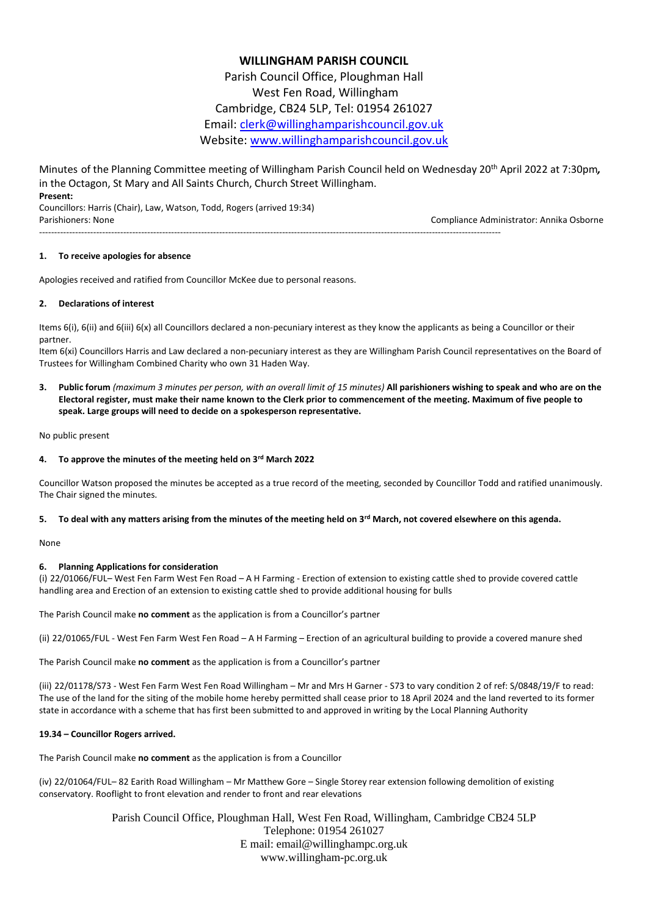# WILLINGHAM PARISH COUNCIL

Parish Council Office, Ploughman Hall
West Fen Road, Willingham
Cambridge, CB24 5LP, Tel: 01954 261027
Email: clerk@willinghamparishcouncil.gov.uk
Website: www.willinghamparishcouncil.gov.uk

Minutes of the Planning Committee meeting of Willingham Parish Council held on Wednesday 20th April 2022 at 7:30pm, in the Octagon, St Mary and All Saints Church, Church Street Willingham.

**Present:**

Councillors: Harris (Chair), Law, Watson, Todd, Rogers (arrived 19:34)

Parishioners: None

Compliance Administrator: Annika Osborne

---

**1. To receive apologies for absence**

Apologies received and ratified from Councillor McKee due to personal reasons.

**2. Declarations of interest**

Items 6(i), 6(ii) and 6(iii) 6(x) all Councillors declared a non-pecuniary interest as they know the applicants as being a Councillor or their partner.

Item 6(xi) Councillors Harris and Law declared a non-pecuniary interest as they are Willingham Parish Council representatives on the Board of Trustees for Willingham Combined Charity who own 31 Haden Way.

**3. Public forum** *(maximum 3 minutes per person, with an overall limit of 15 minutes)* **All parishioners wishing to speak and who are on the Electoral register, must make their name known to the Clerk prior to commencement of the meeting. Maximum of five people to speak. Large groups will need to decide on a spokesperson representative.**

No public present

**4. To approve the minutes of the meeting held on 3rd March 2022**

Councillor Watson proposed the minutes be accepted as a true record of the meeting, seconded by Councillor Todd and ratified unanimously. The Chair signed the minutes.

**5. To deal with any matters arising from the minutes of the meeting held on 3rd March, not covered elsewhere on this agenda.**

None

**6. Planning Applications for consideration**

(i) 22/01066/FUL– West Fen Farm West Fen Road – A H Farming - Erection of extension to existing cattle shed to provide covered cattle handling area and Erection of an extension to existing cattle shed to provide additional housing for bulls

The Parish Council make **no comment** as the application is from a Councillor's partner

(ii) 22/01065/FUL - West Fen Farm West Fen Road – A H Farming – Erection of an agricultural building to provide a covered manure shed

The Parish Council make **no comment** as the application is from a Councillor's partner

(iii) 22/01178/S73 - West Fen Farm West Fen Road Willingham – Mr and Mrs H Garner - S73 to vary condition 2 of ref: S/0848/19/F to read: The use of the land for the siting of the mobile home hereby permitted shall cease prior to 18 April 2024 and the land reverted to its former state in accordance with a scheme that has first been submitted to and approved in writing by the Local Planning Authority

**19.34 – Councillor Rogers arrived.**

The Parish Council make **no comment** as the application is from a Councillor

(iv) 22/01064/FUL– 82 Earith Road Willingham – Mr Matthew Gore – Single Storey rear extension following demolition of existing conservatory. Rooflight to front elevation and render to front and rear elevations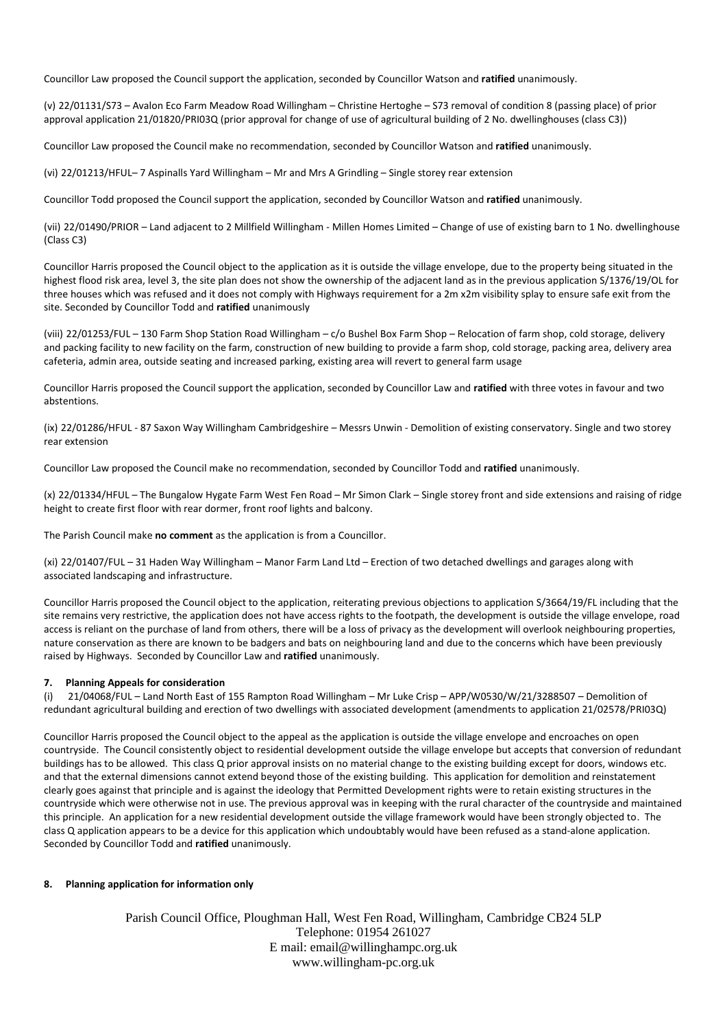Councillor Law proposed the Council support the application, seconded by Councillor Watson and **ratified** unanimously.

(v) 22/01131/S73 – Avalon Eco Farm Meadow Road Willingham – Christine Hertoghe – S73 removal of condition 8 (passing place) of prior approval application 21/01820/PRI03Q (prior approval for change of use of agricultural building of 2 No. dwellinghouses (class C3))

Councillor Law proposed the Council make no recommendation, seconded by Councillor Watson and **ratified** unanimously.

(vi) 22/01213/HFUL– 7 Aspinalls Yard Willingham – Mr and Mrs A Grindling – Single storey rear extension

Councillor Todd proposed the Council support the application, seconded by Councillor Watson and **ratified** unanimously.

(vii) 22/01490/PRIOR – Land adjacent to 2 Millfield Willingham - Millen Homes Limited – Change of use of existing barn to 1 No. dwellinghouse (Class C3)

Councillor Harris proposed the Council object to the application as it is outside the village envelope, due to the property being situated in the highest flood risk area, level 3, the site plan does not show the ownership of the adjacent land as in the previous application S/1376/19/OL for three houses which was refused and it does not comply with Highways requirement for a 2m x2m visibility splay to ensure safe exit from the site. Seconded by Councillor Todd and **ratified** unanimously

(viii) 22/01253/FUL – 130 Farm Shop Station Road Willingham – c/o Bushel Box Farm Shop – Relocation of farm shop, cold storage, delivery and packing facility to new facility on the farm, construction of new building to provide a farm shop, cold storage, packing area, delivery area cafeteria, admin area, outside seating and increased parking, existing area will revert to general farm usage

Councillor Harris proposed the Council support the application, seconded by Councillor Law and **ratified** with three votes in favour and two abstentions.

(ix) 22/01286/HFUL - 87 Saxon Way Willingham Cambridgeshire – Messrs Unwin - Demolition of existing conservatory. Single and two storey rear extension

Councillor Law proposed the Council make no recommendation, seconded by Councillor Todd and **ratified** unanimously.

(x) 22/01334/HFUL – The Bungalow Hygate Farm West Fen Road – Mr Simon Clark – Single storey front and side extensions and raising of ridge height to create first floor with rear dormer, front roof lights and balcony.

The Parish Council make **no comment** as the application is from a Councillor.

(xi) 22/01407/FUL – 31 Haden Way Willingham – Manor Farm Land Ltd – Erection of two detached dwellings and garages along with associated landscaping and infrastructure.

Councillor Harris proposed the Council object to the application, reiterating previous objections to application S/3664/19/FL including that the site remains very restrictive, the application does not have access rights to the footpath, the development is outside the village envelope, road access is reliant on the purchase of land from others, there will be a loss of privacy as the development will overlook neighbouring properties, nature conservation as there are known to be badgers and bats on neighbouring land and due to the concerns which have been previously raised by Highways. Seconded by Councillor Law and **ratified** unanimously.

## 7. Planning Appeals for consideration

(i) 21/04068/FUL – Land North East of 155 Rampton Road Willingham – Mr Luke Crisp – APP/W0530/W/21/3288507 – Demolition of redundant agricultural building and erection of two dwellings with associated development (amendments to application 21/02578/PRI03Q)

Councillor Harris proposed the Council object to the appeal as the application is outside the village envelope and encroaches on open countryside. The Council consistently object to residential development outside the village envelope but accepts that conversion of redundant buildings has to be allowed. This class Q prior approval insists on no material change to the existing building except for doors, windows etc. and that the external dimensions cannot extend beyond those of the existing building. This application for demolition and reinstatement clearly goes against that principle and is against the ideology that Permitted Development rights were to retain existing structures in the countryside which were otherwise not in use. The previous approval was in keeping with the rural character of the countryside and maintained this principle. An application for a new residential development outside the village framework would have been strongly objected to. The class Q application appears to be a device for this application which undoubtably would have been refused as a stand-alone application. Seconded by Councillor Todd and **ratified** unanimously.

## 8. Planning application for information only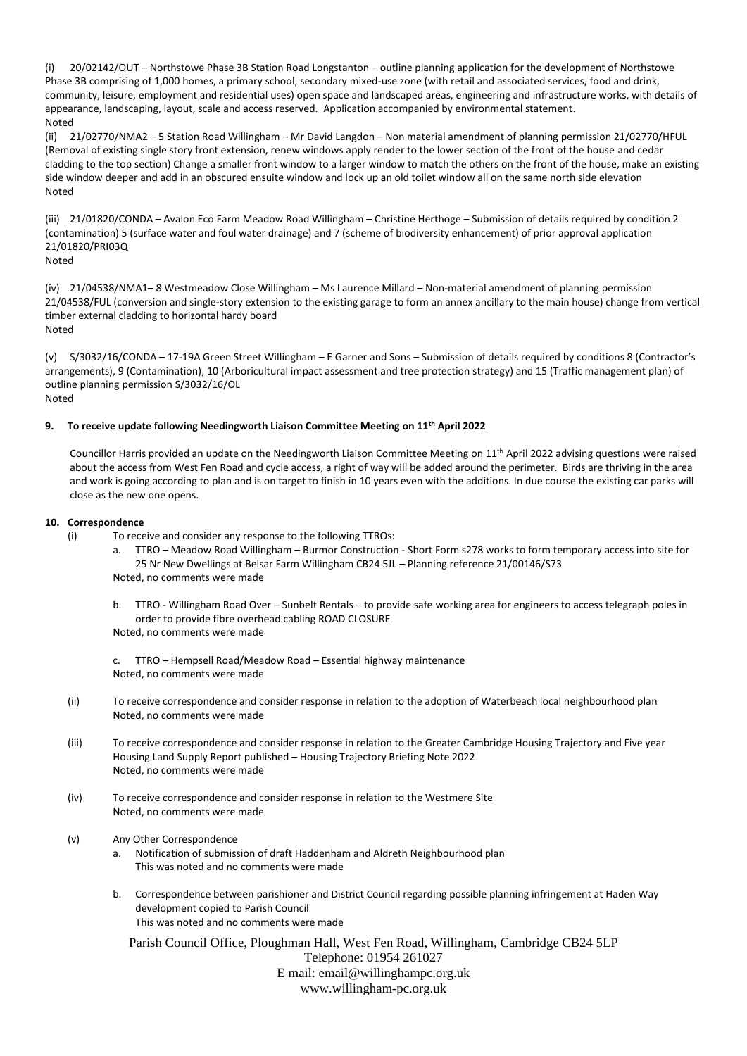(i) 20/02142/OUT – Northstowe Phase 3B Station Road Longstanton – outline planning application for the development of Northstowe Phase 3B comprising of 1,000 homes, a primary school, secondary mixed-use zone (with retail and associated services, food and drink, community, leisure, employment and residential uses) open space and landscaped areas, engineering and infrastructure works, with details of appearance, landscaping, layout, scale and access reserved. Application accompanied by environmental statement.
Noted

(ii) 21/02770/NMA2 – 5 Station Road Willingham – Mr David Langdon – Non material amendment of planning permission 21/02770/HFUL (Removal of existing single story front extension, renew windows apply render to the lower section of the front of the house and cedar cladding to the top section) Change a smaller front window to a larger window to match the others on the front of the house, make an existing side window deeper and add in an obscured ensuite window and lock up an old toilet window all on the same north side elevation
Noted

(iii) 21/01820/CONDA – Avalon Eco Farm Meadow Road Willingham – Christine Herthoge – Submission of details required by condition 2 (contamination) 5 (surface water and foul water drainage) and 7 (scheme of biodiversity enhancement) of prior approval application 21/01820/PRI03Q
Noted

(iv) 21/04538/NMA1– 8 Westmeadow Close Willingham – Ms Laurence Millard – Non-material amendment of planning permission 21/04538/FUL (conversion and single-story extension to the existing garage to form an annex ancillary to the main house) change from vertical timber external cladding to horizontal hardy board
Noted

(v) S/3032/16/CONDA – 17-19A Green Street Willingham – E Garner and Sons – Submission of details required by conditions 8 (Contractor's arrangements), 9 (Contamination), 10 (Arboricultural impact assessment and tree protection strategy) and 15 (Traffic management plan) of outline planning permission S/3032/16/OL
Noted

**9. To receive update following Needingworth Liaison Committee Meeting on 11th April 2022**

Councillor Harris provided an update on the Needingworth Liaison Committee Meeting on 11th April 2022 advising questions were raised about the access from West Fen Road and cycle access, a right of way will be added around the perimeter. Birds are thriving in the area and work is going according to plan and is on target to finish in 10 years even with the additions. In due course the existing car parks will close as the new one opens.

**10. Correspondence**

(i) To receive and consider any response to the following TTROs:

a. TTRO – Meadow Road Willingham – Burmor Construction - Short Form s278 works to form temporary access into site for 25 Nr New Dwellings at Belsar Farm Willingham CB24 5JL – Planning reference 21/00146/S73
Noted, no comments were made

b. TTRO - Willingham Road Over – Sunbelt Rentals – to provide safe working area for engineers to access telegraph poles in order to provide fibre overhead cabling ROAD CLOSURE
Noted, no comments were made

c. TTRO – Hempsell Road/Meadow Road – Essential highway maintenance
Noted, no comments were made

(ii) To receive correspondence and consider response in relation to the adoption of Waterbeach local neighbourhood plan
Noted, no comments were made

(iii) To receive correspondence and consider response in relation to the Greater Cambridge Housing Trajectory and Five year Housing Land Supply Report published – Housing Trajectory Briefing Note 2022
Noted, no comments were made

(iv) To receive correspondence and consider response in relation to the Westmere Site
Noted, no comments were made

(v) Any Other Correspondence

a. Notification of submission of draft Haddenham and Aldreth Neighbourhood plan
This was noted and no comments were made

b. Correspondence between parishioner and District Council regarding possible planning infringement at Haden Way development copied to Parish Council
This was noted and no comments were made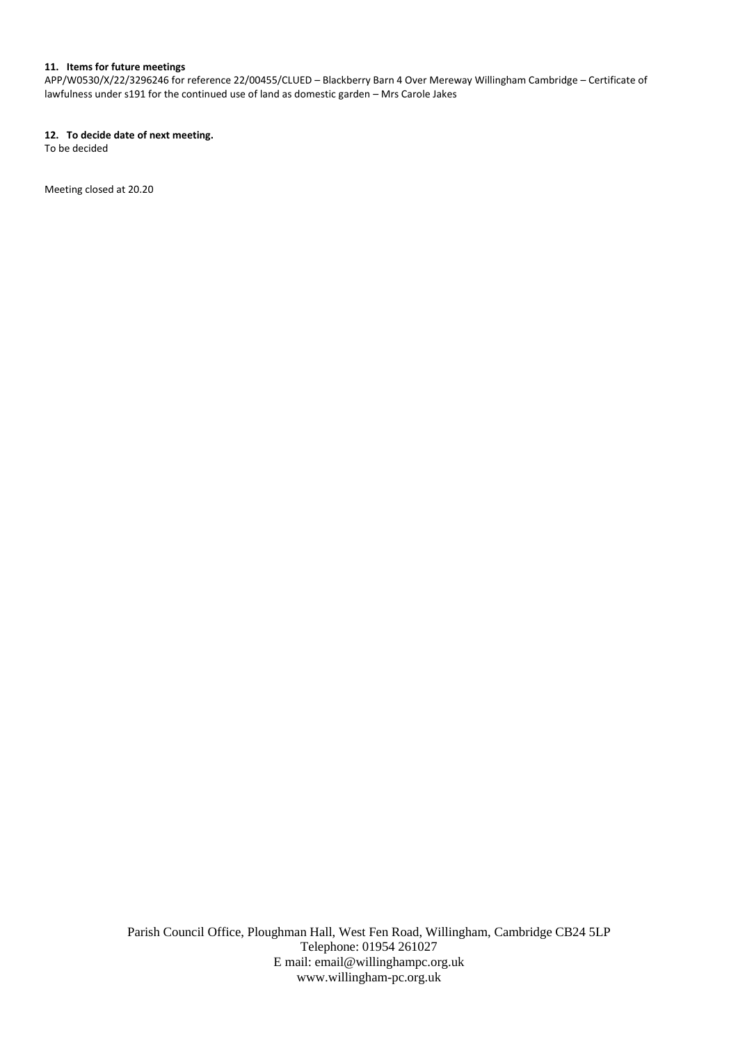**11. Items for future meetings**

APP/W0530/X/22/3296246 for reference 22/00455/CLUED – Blackberry Barn 4 Over Mereway Willingham Cambridge – Certificate of lawfulness under s191 for the continued use of land as domestic garden – Mrs Carole Jakes

**12. To decide date of next meeting.**

To be decided

Meeting closed at 20.20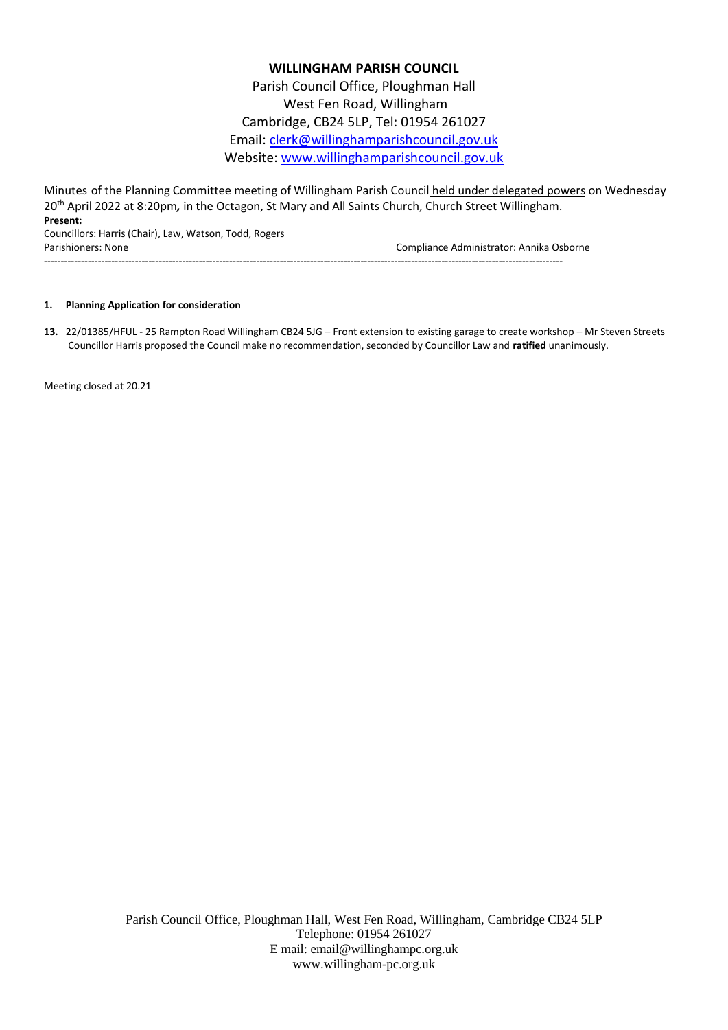**WILLINGHAM PARISH COUNCIL**

Parish Council Office, Ploughman Hall
West Fen Road, Willingham
Cambridge, CB24 5LP, Tel: 01954 261027
Email: clerk@willinghamparishcouncil.gov.uk
Website: www.willinghamparishcouncil.gov.uk

Minutes of the Planning Committee meeting of Willingham Parish Council held under delegated powers on Wednesday 20th April 2022 at 8:20pm, in the Octagon, St Mary and All Saints Church, Church Street Willingham.

**Present:**

Councillors: Harris (Chair), Law, Watson, Todd, Rogers

Parishioners: None

Compliance Administrator: Annika Osborne

---

**1. Planning Application for consideration**

**13.** 22/01385/HFUL - 25 Rampton Road Willingham CB24 5JG – Front extension to existing garage to create workshop – Mr Steven Streets
Councillor Harris proposed the Council make no recommendation, seconded by Councillor Law and **ratified** unanimously.

Meeting closed at 20.21

Parish Council Office, Ploughman Hall, West Fen Road, Willingham, Cambridge CB24 5LP
Telephone: 01954 261027
E mail: email@willinghampc.org.uk
www.willingham-pc.org.uk